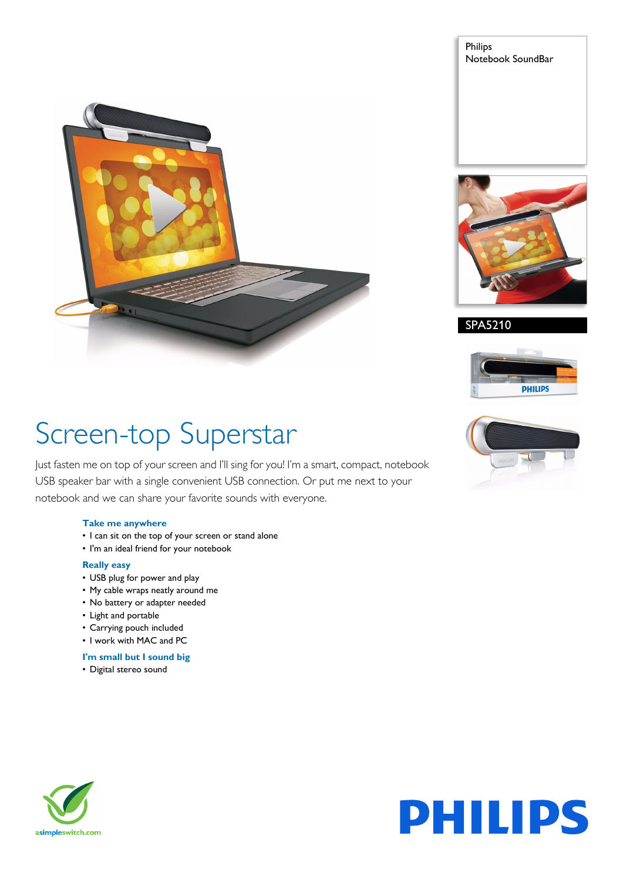Philips
Notebook SoundBar

SPA5210

# Screen-top Superstar

Just fasten me on top of your screen and I'll sing for you! I'm a smart, compact, notebook USB speaker bar with a single convenient USB connection. Or put me next to your notebook and we can share your favorite sounds with everyone.

### Take me anywhere
- I can sit on the top of your screen or stand alone
- I'm an ideal friend for your notebook

### Really easy
- USB plug for power and play
- My cable wraps neatly around me
- No battery or adapter needed
- Light and portable
- Carrying pouch included
- I work with MAC and PC

### I'm small but I sound big
- Digital stereo sound

asimpleswitch.com

PHILIPS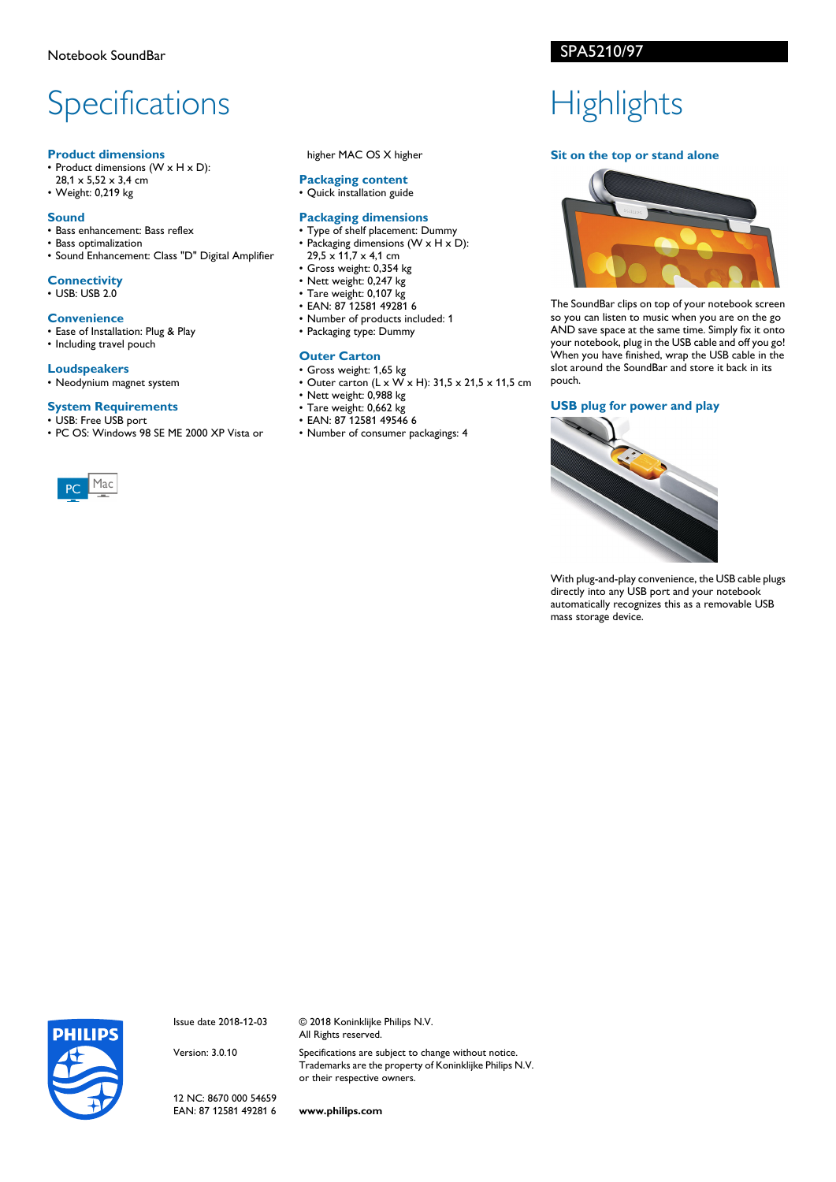Notebook SoundBar

SPA5210/97

# Specifications

### Product dimensions
- Product dimensions (W x H x D): 28,1 x 5,52 x 3,4 cm
- Weight: 0,219 kg

### Sound
- Bass enhancement: Bass reflex
- Bass optimization
- Sound Enhancement: Class "D" Digital Amplifier

### Connectivity
- USB: USB 2.0

### Convenience
- Ease of Installation: Plug & Play
- Including travel pouch

### Loudspeakers
- Neodymium magnet system

### System Requirements
- USB: Free USB port
- PC OS: Windows 98 SE ME 2000 XP Vista or higher MAC OS X higher

PC Mac

### Packaging content
- Quick installation guide

### Packaging dimensions
- Type of shelf placement: Dummy
- Packaging dimensions (W x H x D): 29,5 x 11,7 x 4,1 cm
- Gross weight: 0,354 kg
- Nett weight: 0,247 kg
- Tare weight: 0,107 kg
- EAN: 87 12581 49281 6
- Number of products included: 1
- Packaging type: Dummy

### Outer Carton
- Gross weight: 1,65 kg
- Outer carton (L x W x H): 31,5 x 21,5 x 11,5 cm
- Nett weight: 0,988 kg
- Tare weight: 0,662 kg
- EAN: 87 12581 49546 6
- Number of consumer packagings: 4

# Highlights

### Sit on the top or stand alone

The SoundBar clips on top of your notebook screen so you can listen to music when you are on the go AND save space at the same time. Simply fix it onto your notebook, plug in the USB cable and off you go! When you have finished, wrap the USB cable in the slot around the SoundBar and store it back in its pouch.

### USB plug for power and play

With plug-and-play convenience, the USB cable plugs directly into any USB port and your notebook automatically recognizes this as a removable USB mass storage device.

Issue date 2018-12-03

Version: 3.0.10

12 NC: 8670 000 54659
EAN: 87 12581 49281 6

© 2018 Koninklijke Philips N.V.
All Rights reserved.

Specifications are subject to change without notice. Trademarks are the property of Koninklijke Philips N.V. or their respective owners.

**www.philips.com**